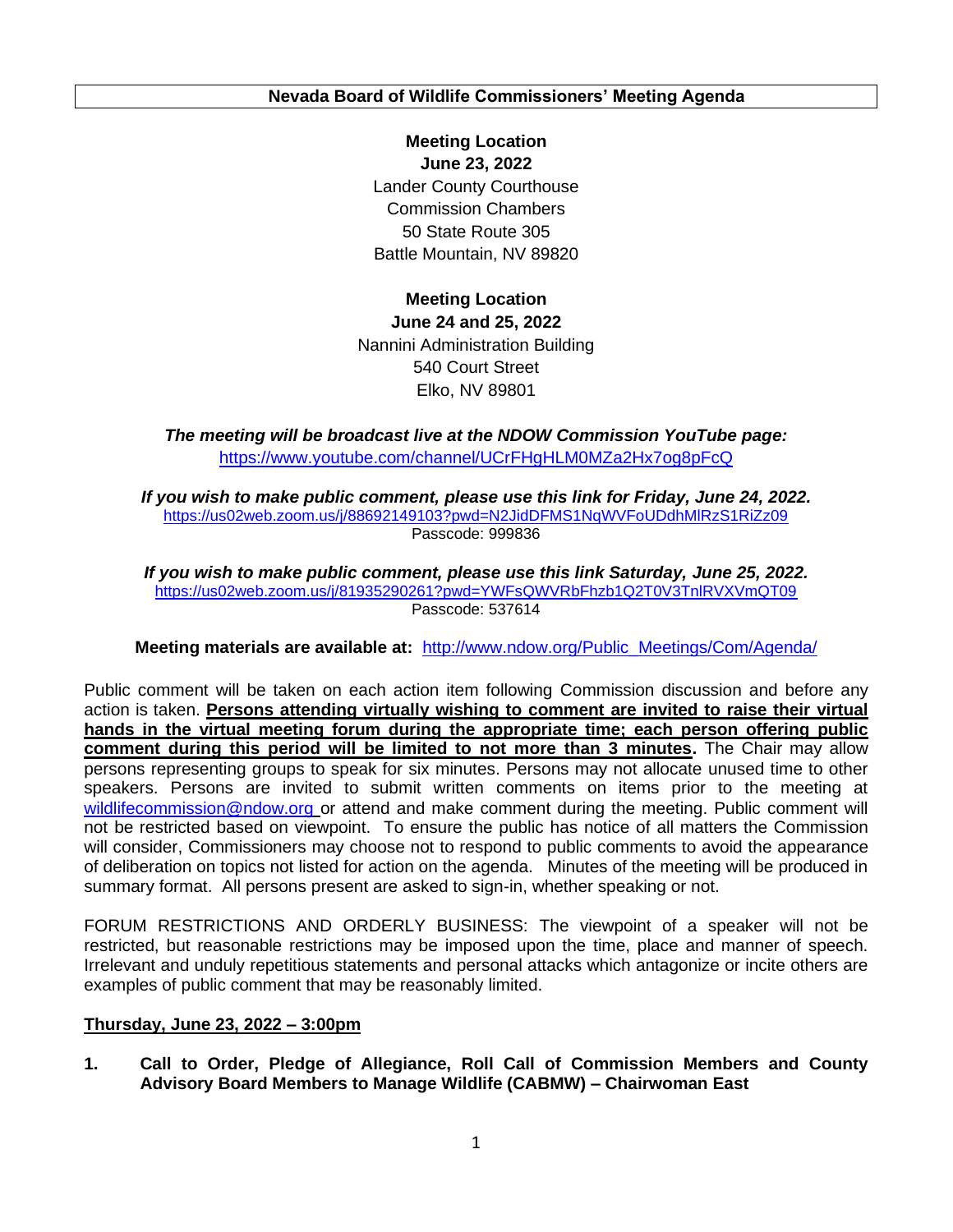# Nevada Board of Wildlife Commissioners' Meeting Agenda

**Meeting Location**
**June 23, 2022**
Lander County Courthouse
Commission Chambers
50 State Route 305
Battle Mountain, NV 89820

**Meeting Location**
**June 24 and 25, 2022**
Nannini Administration Building
540 Court Street
Elko, NV 89801

***The meeting will be broadcast live at the NDOW Commission YouTube page:***
https://www.youtube.com/channel/UCrFHgHLM0MZa2Hx7og8pFcQ

***If you wish to make public comment, please use this link for Friday, June 24, 2022.***
https://us02web.zoom.us/j/88692149103?pwd=N2JidDFMS1NqWVFoUDdhMlRzS1RiZz09
Passcode: 999836

***If you wish to make public comment, please use this link Saturday, June 25, 2022.***
https://us02web.zoom.us/j/81935290261?pwd=YWFsQWVRbFhzb1Q2T0V3TnlRVXVmQT09
Passcode: 537614

**Meeting materials are available at:** http://www.ndow.org/Public_Meetings/Com/Agenda/

Public comment will be taken on each action item following Commission discussion and before any action is taken. **Persons attending virtually wishing to comment are invited to raise their virtual hands in the virtual meeting forum during the appropriate time; each person offering public comment during this period will be limited to not more than 3 minutes.** The Chair may allow persons representing groups to speak for six minutes. Persons may not allocate unused time to other speakers. Persons are invited to submit written comments on items prior to the meeting at wildlifecommission@ndow.org or attend and make comment during the meeting. Public comment will not be restricted based on viewpoint. To ensure the public has notice of all matters the Commission will consider, Commissioners may choose not to respond to public comments to avoid the appearance of deliberation on topics not listed for action on the agenda. Minutes of the meeting will be produced in summary format. All persons present are asked to sign-in, whether speaking or not.

FORUM RESTRICTIONS AND ORDERLY BUSINESS: The viewpoint of a speaker will not be restricted, but reasonable restrictions may be imposed upon the time, place and manner of speech. Irrelevant and unduly repetitious statements and personal attacks which antagonize or incite others are examples of public comment that may be reasonably limited.

**Thursday, June 23, 2022 – 3:00pm**

**1. Call to Order, Pledge of Allegiance, Roll Call of Commission Members and County Advisory Board Members to Manage Wildlife (CABMW) – Chairwoman East**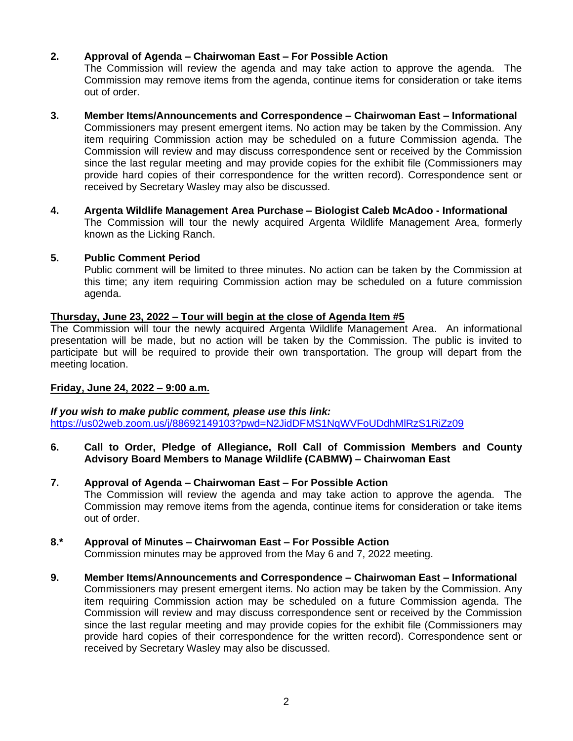**2. Approval of Agenda – Chairwoman East – For Possible Action**
The Commission will review the agenda and may take action to approve the agenda. The Commission may remove items from the agenda, continue items for consideration or take items out of order.

**3. Member Items/Announcements and Correspondence – Chairwoman East – Informational**
Commissioners may present emergent items. No action may be taken by the Commission. Any item requiring Commission action may be scheduled on a future Commission agenda. The Commission will review and may discuss correspondence sent or received by the Commission since the last regular meeting and may provide copies for the exhibit file (Commissioners may provide hard copies of their correspondence for the written record). Correspondence sent or received by Secretary Wasley may also be discussed.

**4. Argenta Wildlife Management Area Purchase – Biologist Caleb McAdoo - Informational**
The Commission will tour the newly acquired Argenta Wildlife Management Area, formerly known as the Licking Ranch.

**5. Public Comment Period**
Public comment will be limited to three minutes. No action can be taken by the Commission at this time; any item requiring Commission action may be scheduled on a future commission agenda.

**Thursday, June 23, 2022 – Tour will begin at the close of Agenda Item #5**

The Commission will tour the newly acquired Argenta Wildlife Management Area. An informational presentation will be made, but no action will be taken by the Commission. The public is invited to participate but will be required to provide their own transportation. The group will depart from the meeting location.

**Friday, June 24, 2022 – 9:00 a.m.**

***If you wish to make public comment, please use this link:***
https://us02web.zoom.us/j/88692149103?pwd=N2JidDFMS1NqWVFoUDdhMlRzS1RiZz09

**6. Call to Order, Pledge of Allegiance, Roll Call of Commission Members and County Advisory Board Members to Manage Wildlife (CABMW) – Chairwoman East**

**7. Approval of Agenda – Chairwoman East – For Possible Action**
The Commission will review the agenda and may take action to approve the agenda. The Commission may remove items from the agenda, continue items for consideration or take items out of order.

**8.* Approval of Minutes – Chairwoman East – For Possible Action**
Commission minutes may be approved from the May 6 and 7, 2022 meeting.

**9. Member Items/Announcements and Correspondence – Chairwoman East – Informational**
Commissioners may present emergent items. No action may be taken by the Commission. Any item requiring Commission action may be scheduled on a future Commission agenda. The Commission will review and may discuss correspondence sent or received by the Commission since the last regular meeting and may provide copies for the exhibit file (Commissioners may provide hard copies of their correspondence for the written record). Correspondence sent or received by Secretary Wasley may also be discussed.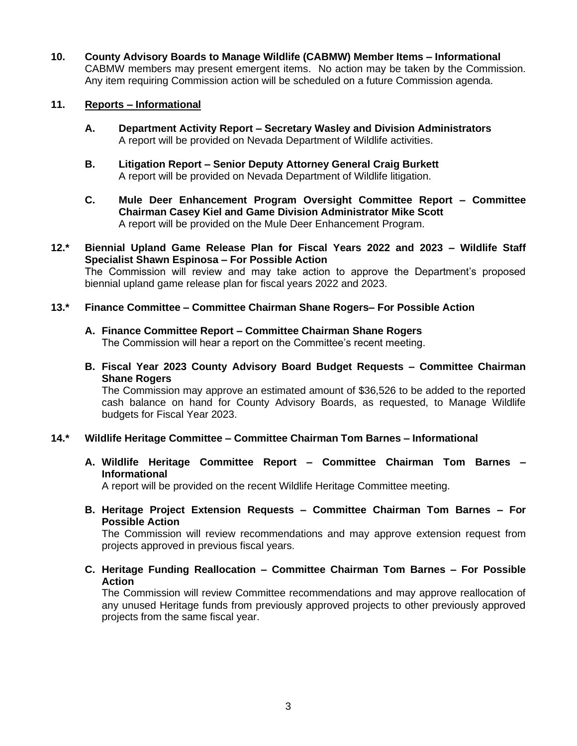**10. County Advisory Boards to Manage Wildlife (CABMW) Member Items – Informational**
CABMW members may present emergent items. No action may be taken by the Commission. Any item requiring Commission action will be scheduled on a future Commission agenda.

**11. Reports – Informational**

**A. Department Activity Report – Secretary Wasley and Division Administrators**
A report will be provided on Nevada Department of Wildlife activities.

**B. Litigation Report – Senior Deputy Attorney General Craig Burkett**
A report will be provided on Nevada Department of Wildlife litigation.

**C. Mule Deer Enhancement Program Oversight Committee Report – Committee Chairman Casey Kiel and Game Division Administrator Mike Scott**
A report will be provided on the Mule Deer Enhancement Program.

**12.* Biennial Upland Game Release Plan for Fiscal Years 2022 and 2023 – Wildlife Staff Specialist Shawn Espinosa – For Possible Action**
The Commission will review and may take action to approve the Department's proposed biennial upland game release plan for fiscal years 2022 and 2023.

**13.* Finance Committee – Committee Chairman Shane Rogers– For Possible Action**

**A. Finance Committee Report – Committee Chairman Shane Rogers**
The Commission will hear a report on the Committee's recent meeting.

**B. Fiscal Year 2023 County Advisory Board Budget Requests – Committee Chairman Shane Rogers**
The Commission may approve an estimated amount of $36,526 to be added to the reported cash balance on hand for County Advisory Boards, as requested, to Manage Wildlife budgets for Fiscal Year 2023.

**14.* Wildlife Heritage Committee – Committee Chairman Tom Barnes – Informational**

**A. Wildlife Heritage Committee Report – Committee Chairman Tom Barnes – Informational**
A report will be provided on the recent Wildlife Heritage Committee meeting.

**B. Heritage Project Extension Requests – Committee Chairman Tom Barnes – For Possible Action**
The Commission will review recommendations and may approve extension request from projects approved in previous fiscal years.

**C. Heritage Funding Reallocation – Committee Chairman Tom Barnes – For Possible Action**
The Commission will review Committee recommendations and may approve reallocation of any unused Heritage funds from previously approved projects to other previously approved projects from the same fiscal year.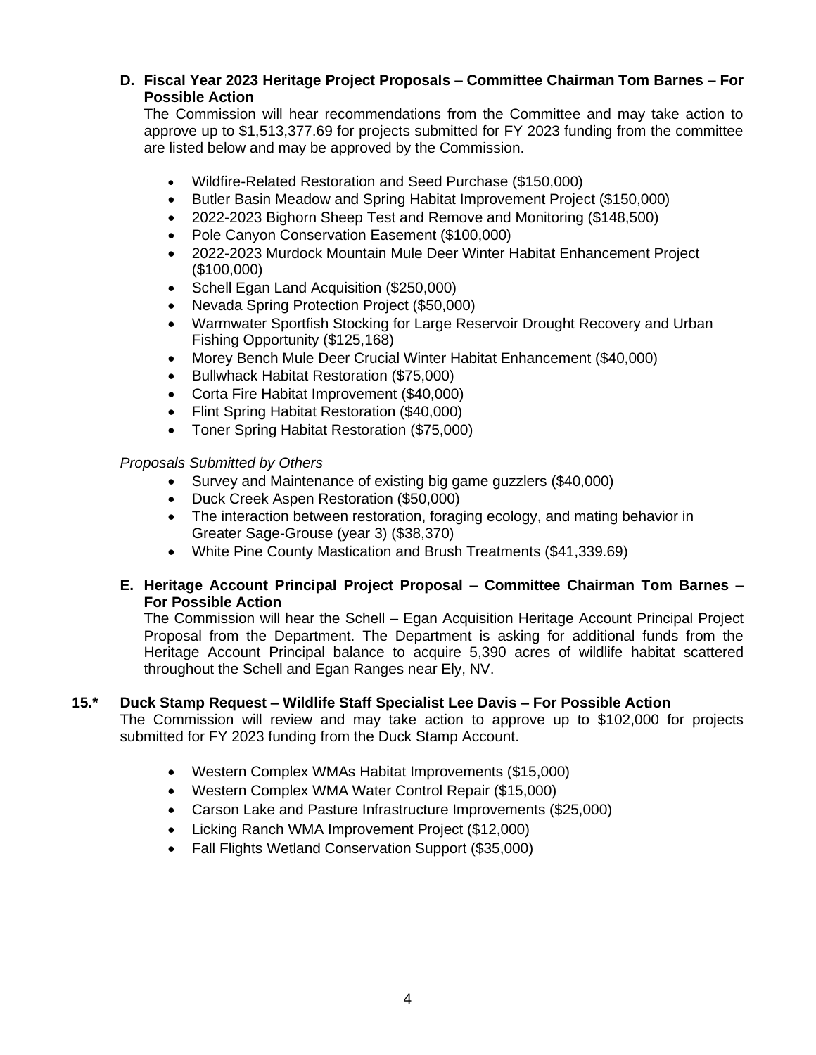**D. Fiscal Year 2023 Heritage Project Proposals – Committee Chairman Tom Barnes – For Possible Action**

The Commission will hear recommendations from the Committee and may take action to approve up to $1,513,377.69 for projects submitted for FY 2023 funding from the committee are listed below and may be approved by the Commission.

- Wildfire-Related Restoration and Seed Purchase ($150,000)
- Butler Basin Meadow and Spring Habitat Improvement Project ($150,000)
- 2022-2023 Bighorn Sheep Test and Remove and Monitoring ($148,500)
- Pole Canyon Conservation Easement ($100,000)
- 2022-2023 Murdock Mountain Mule Deer Winter Habitat Enhancement Project ($100,000)
- Schell Egan Land Acquisition ($250,000)
- Nevada Spring Protection Project ($50,000)
- Warmwater Sportfish Stocking for Large Reservoir Drought Recovery and Urban Fishing Opportunity ($125,168)
- Morey Bench Mule Deer Crucial Winter Habitat Enhancement ($40,000)
- Bullwhack Habitat Restoration ($75,000)
- Corta Fire Habitat Improvement ($40,000)
- Flint Spring Habitat Restoration ($40,000)
- Toner Spring Habitat Restoration ($75,000)

*Proposals Submitted by Others*

- Survey and Maintenance of existing big game guzzlers ($40,000)
- Duck Creek Aspen Restoration ($50,000)
- The interaction between restoration, foraging ecology, and mating behavior in Greater Sage-Grouse (year 3) ($38,370)
- White Pine County Mastication and Brush Treatments ($41,339.69)

**E. Heritage Account Principal Project Proposal – Committee Chairman Tom Barnes – For Possible Action**

The Commission will hear the Schell – Egan Acquisition Heritage Account Principal Project Proposal from the Department. The Department is asking for additional funds from the Heritage Account Principal balance to acquire 5,390 acres of wildlife habitat scattered throughout the Schell and Egan Ranges near Ely, NV.

**15.\* Duck Stamp Request – Wildlife Staff Specialist Lee Davis – For Possible Action**

The Commission will review and may take action to approve up to $102,000 for projects submitted for FY 2023 funding from the Duck Stamp Account.

- Western Complex WMAs Habitat Improvements ($15,000)
- Western Complex WMA Water Control Repair ($15,000)
- Carson Lake and Pasture Infrastructure Improvements ($25,000)
- Licking Ranch WMA Improvement Project ($12,000)
- Fall Flights Wetland Conservation Support ($35,000)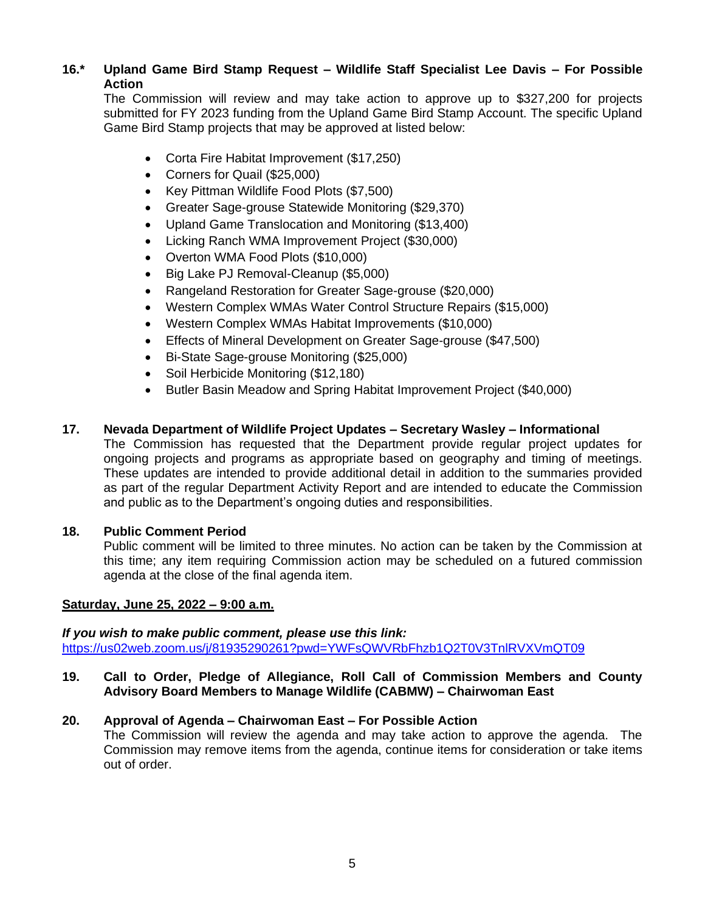**16.\* Upland Game Bird Stamp Request – Wildlife Staff Specialist Lee Davis – For Possible Action**

The Commission will review and may take action to approve up to $327,200 for projects submitted for FY 2023 funding from the Upland Game Bird Stamp Account. The specific Upland Game Bird Stamp projects that may be approved at listed below:

- Corta Fire Habitat Improvement ($17,250)
- Corners for Quail ($25,000)
- Key Pittman Wildlife Food Plots ($7,500)
- Greater Sage-grouse Statewide Monitoring ($29,370)
- Upland Game Translocation and Monitoring ($13,400)
- Licking Ranch WMA Improvement Project ($30,000)
- Overton WMA Food Plots ($10,000)
- Big Lake PJ Removal-Cleanup ($5,000)
- Rangeland Restoration for Greater Sage-grouse ($20,000)
- Western Complex WMAs Water Control Structure Repairs ($15,000)
- Western Complex WMAs Habitat Improvements ($10,000)
- Effects of Mineral Development on Greater Sage-grouse ($47,500)
- Bi-State Sage-grouse Monitoring ($25,000)
- Soil Herbicide Monitoring ($12,180)
- Butler Basin Meadow and Spring Habitat Improvement Project ($40,000)

**17. Nevada Department of Wildlife Project Updates – Secretary Wasley – Informational**

The Commission has requested that the Department provide regular project updates for ongoing projects and programs as appropriate based on geography and timing of meetings. These updates are intended to provide additional detail in addition to the summaries provided as part of the regular Department Activity Report and are intended to educate the Commission and public as to the Department's ongoing duties and responsibilities.

**18. Public Comment Period**

Public comment will be limited to three minutes. No action can be taken by the Commission at this time; any item requiring Commission action may be scheduled on a futured commission agenda at the close of the final agenda item.

**<u>Saturday, June 25, 2022 – 9:00 a.m.</u>**

***If you wish to make public comment, please use this link:***
https://us02web.zoom.us/j/81935290261?pwd=YWFsQWVRbFhzb1Q2T0V3TnlRVXVmQT09

**19. Call to Order, Pledge of Allegiance, Roll Call of Commission Members and County Advisory Board Members to Manage Wildlife (CABMW) – Chairwoman East**

**20. Approval of Agenda – Chairwoman East – For Possible Action**

The Commission will review the agenda and may take action to approve the agenda. The Commission may remove items from the agenda, continue items for consideration or take items out of order.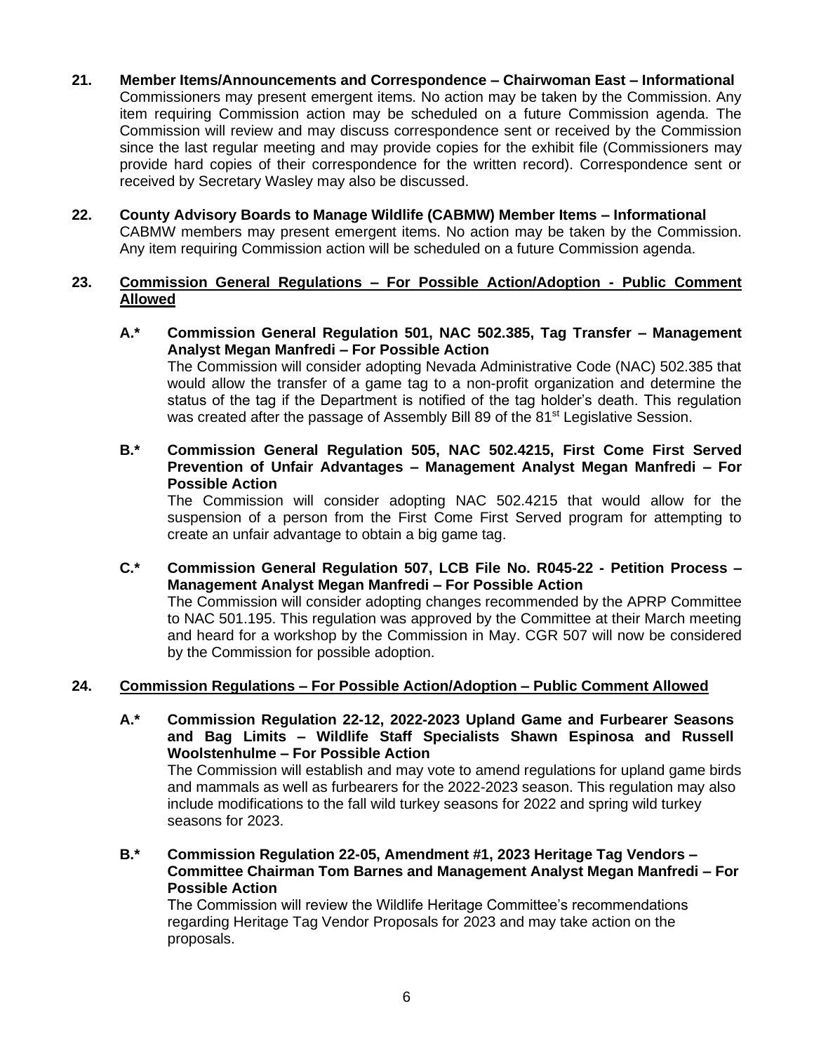**21. Member Items/Announcements and Correspondence – Chairwoman East – Informational**
Commissioners may present emergent items. No action may be taken by the Commission. Any item requiring Commission action may be scheduled on a future Commission agenda. The Commission will review and may discuss correspondence sent or received by the Commission since the last regular meeting and may provide copies for the exhibit file (Commissioners may provide hard copies of their correspondence for the written record). Correspondence sent or received by Secretary Wasley may also be discussed.

**22. County Advisory Boards to Manage Wildlife (CABMW) Member Items – Informational**
CABMW members may present emergent items. No action may be taken by the Commission. Any item requiring Commission action will be scheduled on a future Commission agenda.

**23. <u>Commission General Regulations – For Possible Action/Adoption - Public Comment Allowed</u>**

**A.\* Commission General Regulation 501, NAC 502.385, Tag Transfer – Management Analyst Megan Manfredi – For Possible Action**
The Commission will consider adopting Nevada Administrative Code (NAC) 502.385 that would allow the transfer of a game tag to a non-profit organization and determine the status of the tag if the Department is notified of the tag holder's death. This regulation was created after the passage of Assembly Bill 89 of the 81st Legislative Session.

**B.\* Commission General Regulation 505, NAC 502.4215, First Come First Served Prevention of Unfair Advantages – Management Analyst Megan Manfredi – For Possible Action**
The Commission will consider adopting NAC 502.4215 that would allow for the suspension of a person from the First Come First Served program for attempting to create an unfair advantage to obtain a big game tag.

**C.\* Commission General Regulation 507, LCB File No. R045-22 - Petition Process – Management Analyst Megan Manfredi – For Possible Action**
The Commission will consider adopting changes recommended by the APRP Committee to NAC 501.195. This regulation was approved by the Committee at their March meeting and heard for a workshop by the Commission in May. CGR 507 will now be considered by the Commission for possible adoption.

**24. <u>Commission Regulations – For Possible Action/Adoption – Public Comment Allowed</u>**

**A.\* Commission Regulation 22-12, 2022-2023 Upland Game and Furbearer Seasons and Bag Limits – Wildlife Staff Specialists Shawn Espinosa and Russell Woolstenhulme – For Possible Action**
The Commission will establish and may vote to amend regulations for upland game birds and mammals as well as furbearers for the 2022-2023 season. This regulation may also include modifications to the fall wild turkey seasons for 2022 and spring wild turkey seasons for 2023.

**B.\* Commission Regulation 22-05, Amendment #1, 2023 Heritage Tag Vendors – Committee Chairman Tom Barnes and Management Analyst Megan Manfredi – For Possible Action**
The Commission will review the Wildlife Heritage Committee's recommendations regarding Heritage Tag Vendor Proposals for 2023 and may take action on the proposals.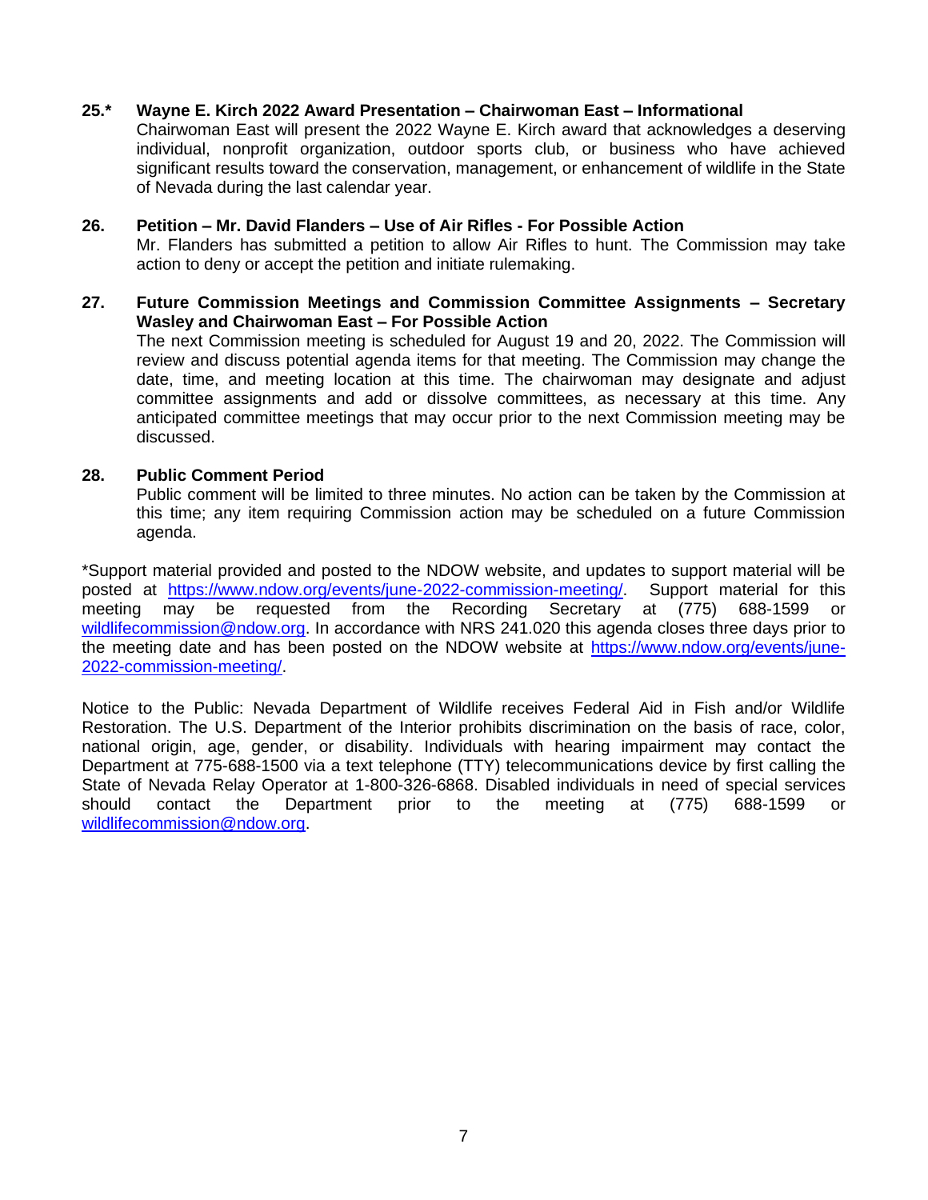**25.\* Wayne E. Kirch 2022 Award Presentation – Chairwoman East – Informational**

Chairwoman East will present the 2022 Wayne E. Kirch award that acknowledges a deserving individual, nonprofit organization, outdoor sports club, or business who have achieved significant results toward the conservation, management, or enhancement of wildlife in the State of Nevada during the last calendar year.

**26. Petition – Mr. David Flanders – Use of Air Rifles - For Possible Action**

Mr. Flanders has submitted a petition to allow Air Rifles to hunt. The Commission may take action to deny or accept the petition and initiate rulemaking.

**27. Future Commission Meetings and Commission Committee Assignments – Secretary Wasley and Chairwoman East – For Possible Action**

The next Commission meeting is scheduled for August 19 and 20, 2022. The Commission will review and discuss potential agenda items for that meeting. The Commission may change the date, time, and meeting location at this time. The chairwoman may designate and adjust committee assignments and add or dissolve committees, as necessary at this time. Any anticipated committee meetings that may occur prior to the next Commission meeting may be discussed.

**28. Public Comment Period**

Public comment will be limited to three minutes. No action can be taken by the Commission at this time; any item requiring Commission action may be scheduled on a future Commission agenda.

*Support material provided and posted to the NDOW website, and updates to support material will be posted at https://www.ndow.org/events/june-2022-commission-meeting/. Support material for this meeting may be requested from the Recording Secretary at (775) 688-1599 or wildlifecommission@ndow.org. In accordance with NRS 241.020 this agenda closes three days prior to the meeting date and has been posted on the NDOW website at https://www.ndow.org/events/june-2022-commission-meeting/.

Notice to the Public: Nevada Department of Wildlife receives Federal Aid in Fish and/or Wildlife Restoration. The U.S. Department of the Interior prohibits discrimination on the basis of race, color, national origin, age, gender, or disability. Individuals with hearing impairment may contact the Department at 775-688-1500 via a text telephone (TTY) telecommunications device by first calling the State of Nevada Relay Operator at 1-800-326-6868. Disabled individuals in need of special services should contact the Department prior to the meeting at (775) 688-1599 or wildlifecommission@ndow.org.